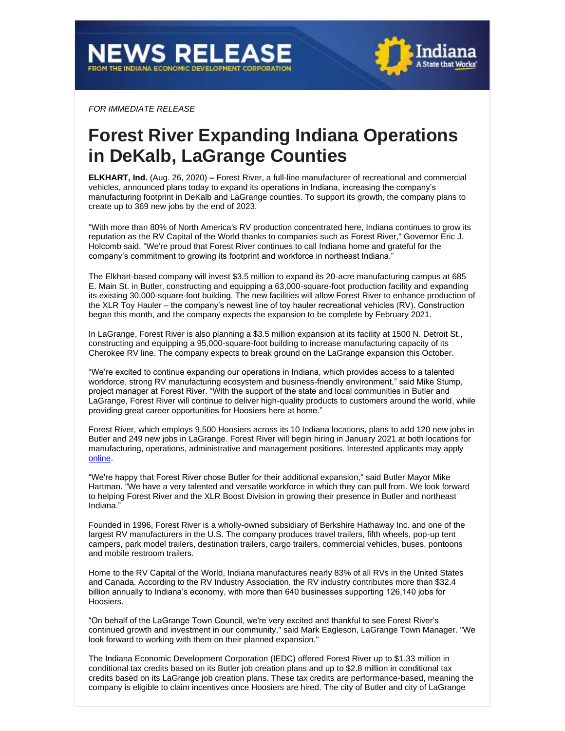# NEWS RELEASE

FROM THE INDIANA ECONOMIC DEVELOPMENT CORPORATION

Indiana
A State that Works

*FOR IMMEDIATE RELEASE*

# Forest River Expanding Indiana Operations in DeKalb, LaGrange Counties

**ELKHART, Ind.** (Aug. 26, 2020) **–** Forest River, a full-line manufacturer of recreational and commercial vehicles, announced plans today to expand its operations in Indiana, increasing the company's manufacturing footprint in DeKalb and LaGrange counties. To support its growth, the company plans to create up to 369 new jobs by the end of 2023.

"With more than 80% of North America's RV production concentrated here, Indiana continues to grow its reputation as the RV Capital of the World thanks to companies such as Forest River," Governor Eric J. Holcomb said. "We're proud that Forest River continues to call Indiana home and grateful for the company's commitment to growing its footprint and workforce in northeast Indiana."

The Elkhart-based company will invest $3.5 million to expand its 20-acre manufacturing campus at 685 E. Main St. in Butler, constructing and equipping a 63,000-square-foot production facility and expanding its existing 30,000-square-foot building. The new facilities will allow Forest River to enhance production of the XLR Toy Hauler – the company's newest line of toy hauler recreational vehicles (RV). Construction began this month, and the company expects the expansion to be complete by February 2021.

In LaGrange, Forest River is also planning a $3.5 million expansion at its facility at 1500 N. Detroit St., constructing and equipping a 95,000-square-foot building to increase manufacturing capacity of its Cherokee RV line. The company expects to break ground on the LaGrange expansion this October.

"We're excited to continue expanding our operations in Indiana, which provides access to a talented workforce, strong RV manufacturing ecosystem and business-friendly environment," said Mike Stump, project manager at Forest River. "With the support of the state and local communities in Butler and LaGrange, Forest River will continue to deliver high-quality products to customers around the world, while providing great career opportunities for Hoosiers here at home."

Forest River, which employs 9,500 Hoosiers across its 10 Indiana locations, plans to add 120 new jobs in Butler and 249 new jobs in LaGrange. Forest River will begin hiring in January 2021 at both locations for manufacturing, operations, administrative and management positions. Interested applicants may apply online.

"We're happy that Forest River chose Butler for their additional expansion," said Butler Mayor Mike Hartman. "We have a very talented and versatile workforce in which they can pull from. We look forward to helping Forest River and the XLR Boost Division in growing their presence in Butler and northeast Indiana."

Founded in 1996, Forest River is a wholly-owned subsidiary of Berkshire Hathaway Inc. and one of the largest RV manufacturers in the U.S. The company produces travel trailers, fifth wheels, pop-up tent campers, park model trailers, destination trailers, cargo trailers, commercial vehicles, buses, pontoons and mobile restroom trailers.

Home to the RV Capital of the World, Indiana manufactures nearly 83% of all RVs in the United States and Canada. According to the RV Industry Association, the RV industry contributes more than $32.4 billion annually to Indiana's economy, with more than 640 businesses supporting 126,140 jobs for Hoosiers.

"On behalf of the LaGrange Town Council, we're very excited and thankful to see Forest River's continued growth and investment in our community," said Mark Eagleson, LaGrange Town Manager. "We look forward to working with them on their planned expansion."

The Indiana Economic Development Corporation (IEDC) offered Forest River up to $1.33 million in conditional tax credits based on its Butler job creation plans and up to $2.8 million in conditional tax credits based on its LaGrange job creation plans. These tax credits are performance-based, meaning the company is eligible to claim incentives once Hoosiers are hired. The city of Butler and city of LaGrange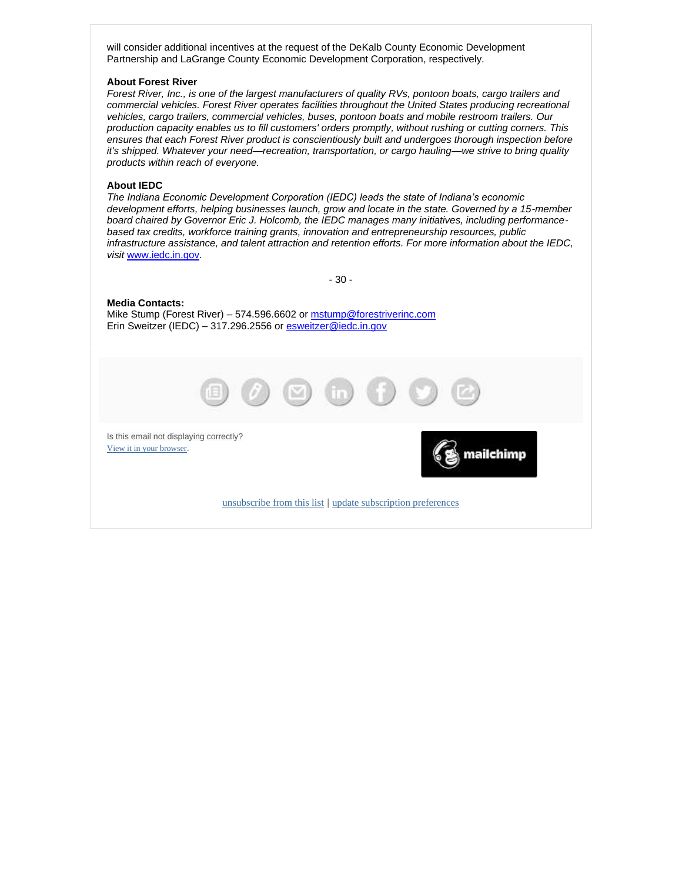will consider additional incentives at the request of the DeKalb County Economic Development Partnership and LaGrange County Economic Development Corporation, respectively.

**About Forest River**

*Forest River, Inc., is one of the largest manufacturers of quality RVs, pontoon boats, cargo trailers and commercial vehicles. Forest River operates facilities throughout the United States producing recreational vehicles, cargo trailers, commercial vehicles, buses, pontoon boats and mobile restroom trailers. Our production capacity enables us to fill customers' orders promptly, without rushing or cutting corners. This ensures that each Forest River product is conscientiously built and undergoes thorough inspection before it's shipped. Whatever your need—recreation, transportation, or cargo hauling—we strive to bring quality products within reach of everyone.*

**About IEDC**

*The Indiana Economic Development Corporation (IEDC) leads the state of Indiana's economic development efforts, helping businesses launch, grow and locate in the state. Governed by a 15-member board chaired by Governor Eric J. Holcomb, the IEDC manages many initiatives, including performance-based tax credits, workforce training grants, innovation and entrepreneurship resources, public infrastructure assistance, and talent attraction and retention efforts. For more information about the IEDC, visit [www.iedc.in.gov](http://www.iedc.in.gov).*

- 30 -

**Media Contacts:**

Mike Stump (Forest River) – 574.596.6602 or mstump@forestriverinc.com
Erin Sweitzer (IEDC) – 317.296.2556 or esweitzer@iedc.in.gov

Is this email not displaying correctly?
View it in your browser.

mailchimp

unsubscribe from this list | update subscription preferences